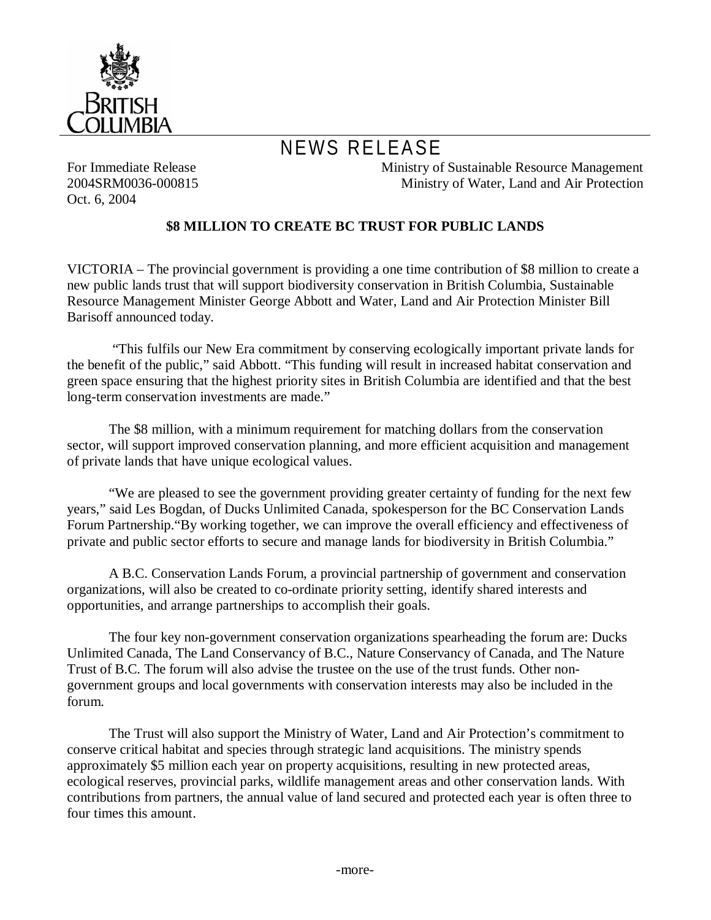BRITISH COLUMBIA

# NEWS RELEASE

For Immediate Release
2004SRM0036-000815
Oct. 6, 2004

Ministry of Sustainable Resource Management
Ministry of Water, Land and Air Protection

**$8 MILLION TO CREATE BC TRUST FOR PUBLIC LANDS**

VICTORIA – The provincial government is providing a one time contribution of $8 million to create a new public lands trust that will support biodiversity conservation in British Columbia, Sustainable Resource Management Minister George Abbott and Water, Land and Air Protection Minister Bill Barisoff announced today.

"This fulfils our New Era commitment by conserving ecologically important private lands for the benefit of the public," said Abbott. "This funding will result in increased habitat conservation and green space ensuring that the highest priority sites in British Columbia are identified and that the best long-term conservation investments are made."

The $8 million, with a minimum requirement for matching dollars from the conservation sector, will support improved conservation planning, and more efficient acquisition and management of private lands that have unique ecological values.

"We are pleased to see the government providing greater certainty of funding for the next few years," said Les Bogdan, of Ducks Unlimited Canada, spokesperson for the BC Conservation Lands Forum Partnership."By working together, we can improve the overall efficiency and effectiveness of private and public sector efforts to secure and manage lands for biodiversity in British Columbia."

A B.C. Conservation Lands Forum, a provincial partnership of government and conservation organizations, will also be created to co-ordinate priority setting, identify shared interests and opportunities, and arrange partnerships to accomplish their goals.

The four key non-government conservation organizations spearheading the forum are: Ducks Unlimited Canada, The Land Conservancy of B.C., Nature Conservancy of Canada, and The Nature Trust of B.C. The forum will also advise the trustee on the use of the trust funds. Other non-government groups and local governments with conservation interests may also be included in the forum.

The Trust will also support the Ministry of Water, Land and Air Protection's commitment to conserve critical habitat and species through strategic land acquisitions. The ministry spends approximately $5 million each year on property acquisitions, resulting in new protected areas, ecological reserves, provincial parks, wildlife management areas and other conservation lands. With contributions from partners, the annual value of land secured and protected each year is often three to four times this amount.

-more-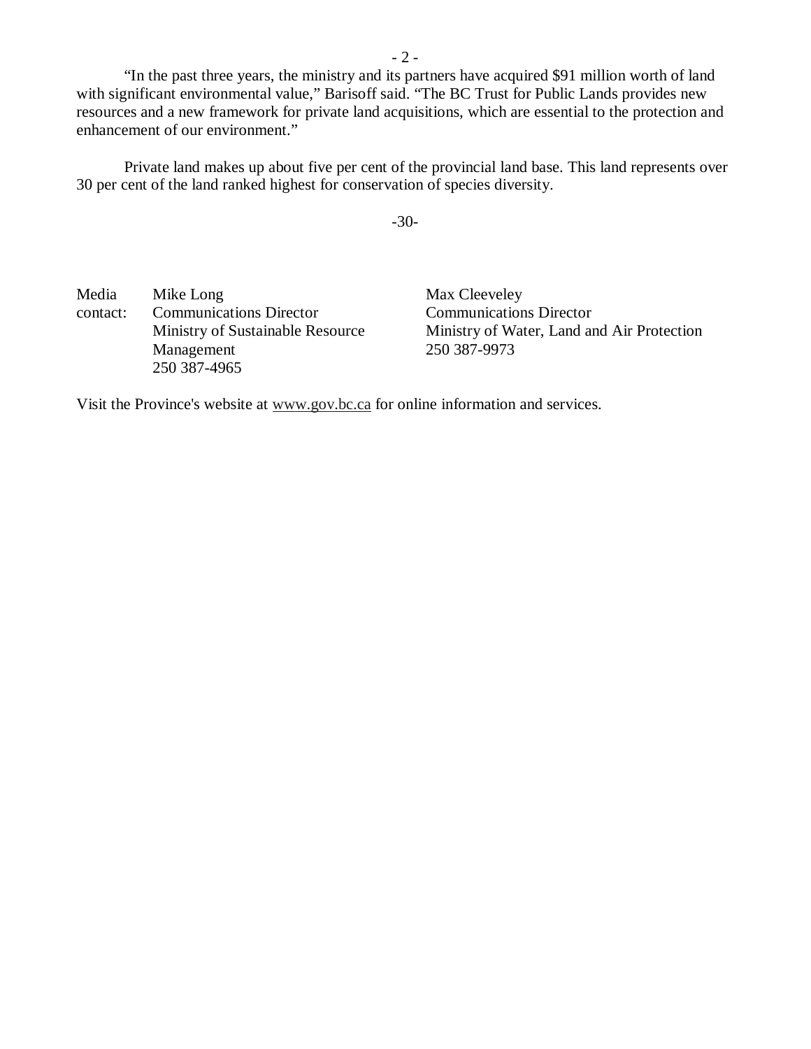"In the past three years, the ministry and its partners have acquired $91 million worth of land with significant environmental value," Barisoff said. "The BC Trust for Public Lands provides new resources and a new framework for private land acquisitions, which are essential to the protection and enhancement of our environment."

Private land makes up about five per cent of the provincial land base. This land represents over 30 per cent of the land ranked highest for conservation of species diversity.

-30-

| | | |
|---|---|---|
| Media contact: | Mike Long<br>Communications Director<br>Ministry of Sustainable Resource Management<br>250 387-4965 | Max Cleeveley<br>Communications Director<br>Ministry of Water, Land and Air Protection<br>250 387-9973 |

Visit the Province's website at www.gov.bc.ca for online information and services.